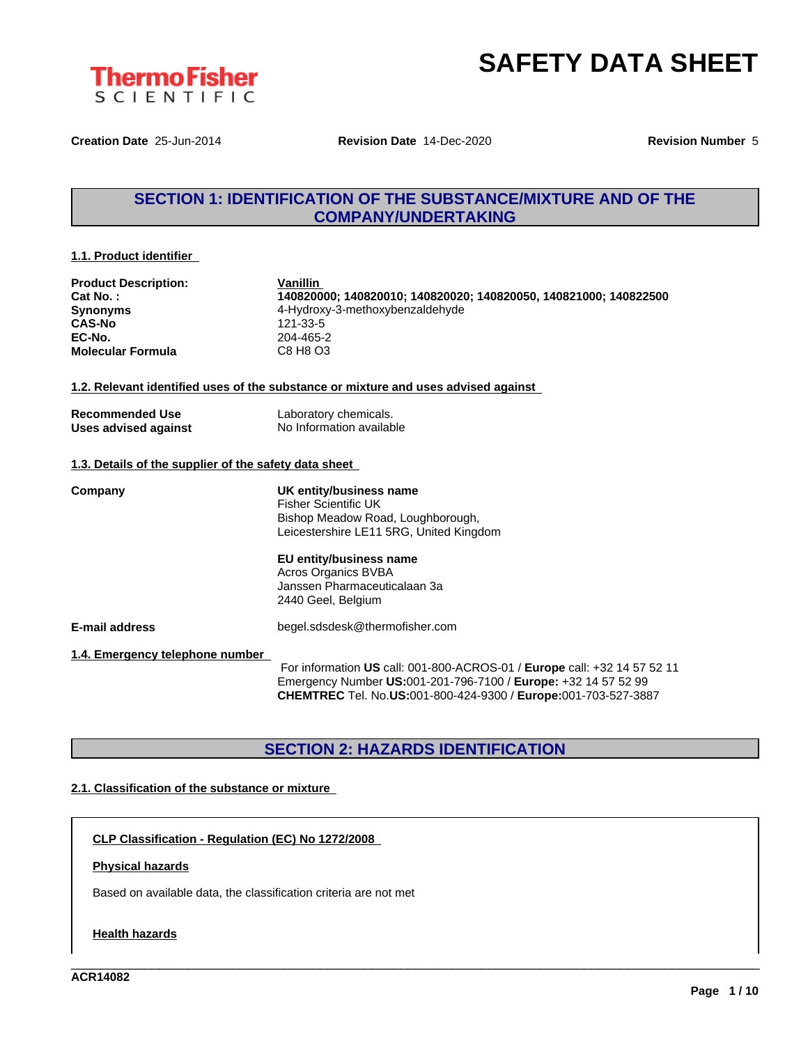# SAFETY DATA SHEET

**Creation Date** 25-Jun-2014 **Revision Date** 14-Dec-2020 **Revision Number** 5

## SECTION 1: IDENTIFICATION OF THE SUBSTANCE/MIXTURE AND OF THE COMPANY/UNDERTAKING

### 1.1. Product identifier

| | |
|---|---|
| **Product Description:** | **Vanillin** |
| **Cat No. :** | **140820000; 140820010; 140820020; 140820050, 140821000; 140822500** |
| **Synonyms** | 4-Hydroxy-3-methoxybenzaldehyde |
| **CAS-No** | 121-33-5 |
| **EC-No.** | 204-465-2 |
| **Molecular Formula** | C8 H8 O3 |

### 1.2. Relevant identified uses of the substance or mixture and uses advised against

| | |
|---|---|
| **Recommended Use** | Laboratory chemicals. |
| **Uses advised against** | No Information available |

### 1.3. Details of the supplier of the safety data sheet

**Company**

**UK entity/business name**
Fisher Scientific UK
Bishop Meadow Road, Loughborough,
Leicestershire LE11 5RG, United Kingdom

**EU entity/business name**
Acros Organics BVBA
Janssen Pharmaceuticalaan 3a
2440 Geel, Belgium

**E-mail address** begel.sdsdesk@thermofisher.com

### 1.4. Emergency telephone number

For information **US** call: 001-800-ACROS-01 / **Europe** call: +32 14 57 52 11
Emergency Number **US:**001-201-796-7100 / **Europe:** +32 14 57 52 99
**CHEMTREC** Tel. No.**US:**001-800-424-9300 / **Europe:**001-703-527-3887

## SECTION 2: HAZARDS IDENTIFICATION

### 2.1. Classification of the substance or mixture

**CLP Classification - Regulation (EC) No 1272/2008**

**Physical hazards**

Based on available data, the classification criteria are not met

**Health hazards**

ACR14082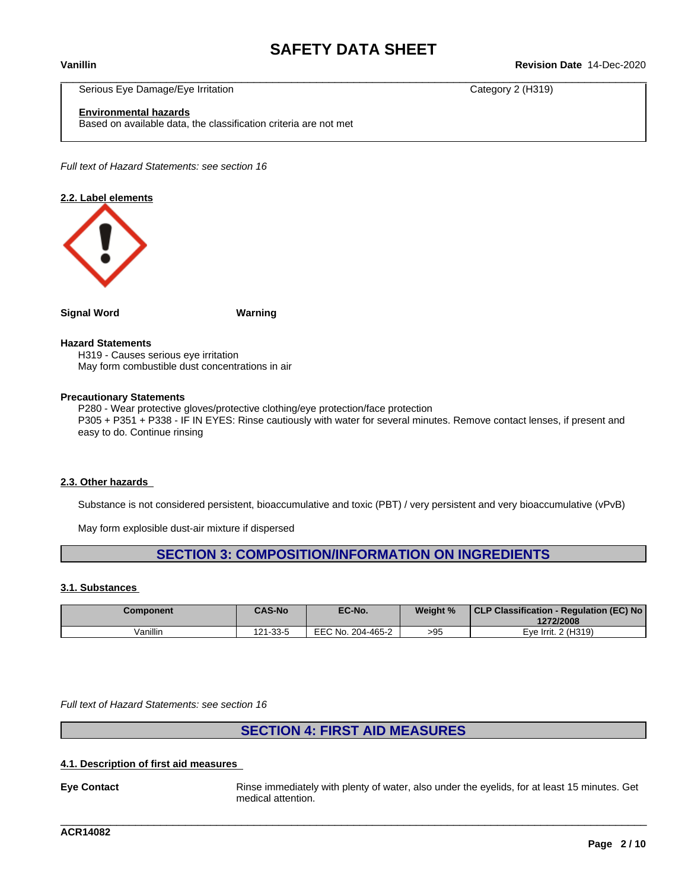| | |
|---|---|
| Serious Eye Damage/Eye Irritation | Category 2 (H319) |

**Environmental hazards**
Based on available data, the classification criteria are not met

*Full text of Hazard Statements: see section 16*

### 2.2. Label elements

**Signal Word** **Warning**

**Hazard Statements**

H319 - Causes serious eye irritation
May form combustible dust concentrations in air

**Precautionary Statements**

P280 - Wear protective gloves/protective clothing/eye protection/face protection
P305 + P351 + P338 - IF IN EYES: Rinse cautiously with water for several minutes. Remove contact lenses, if present and easy to do. Continue rinsing

### 2.3. Other hazards

Substance is not considered persistent, bioaccumulative and toxic (PBT) / very persistent and very bioaccumulative (vPvB)

May form explosible dust-air mixture if dispersed

## SECTION 3: COMPOSITION/INFORMATION ON INGREDIENTS

### 3.1. Substances

| Component | CAS-No | EC-No. | Weight % | CLP Classification - Regulation (EC) No 1272/2008 |
|---|---|---|---|---|
| Vanillin | 121-33-5 | EEC No. 204-465-2 | >95 | Eye Irrit. 2 (H319) |

*Full text of Hazard Statements: see section 16*

## SECTION 4: FIRST AID MEASURES

### 4.1. Description of first aid measures

**Eye Contact** Rinse immediately with plenty of water, also under the eyelids, for at least 15 minutes. Get medical attention.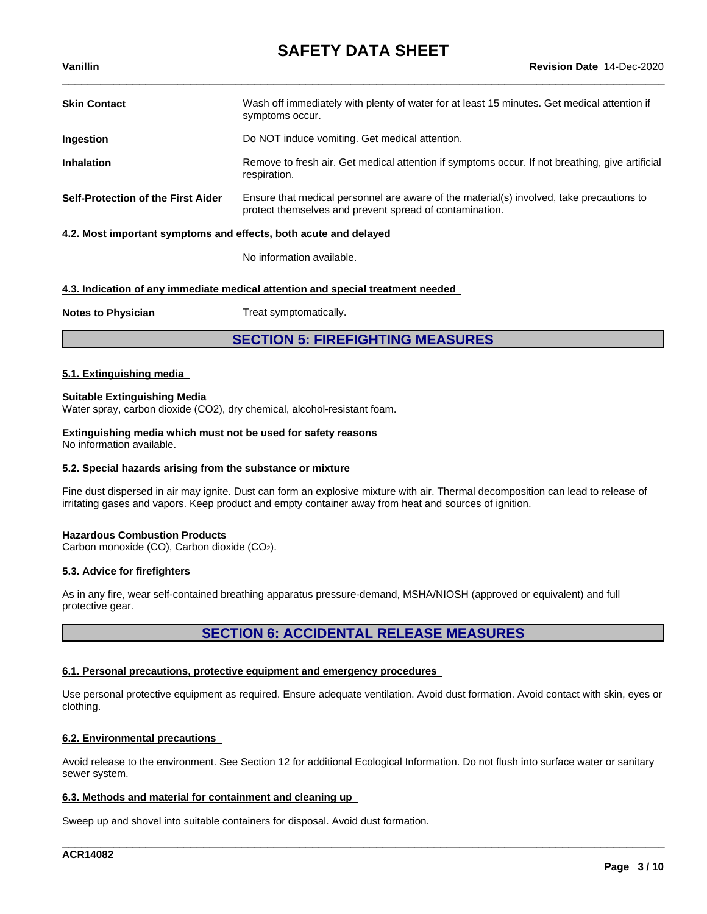| | |
|---|---|
| **Skin Contact** | Wash off immediately with plenty of water for at least 15 minutes. Get medical attention if symptoms occur. |
| **Ingestion** | Do NOT induce vomiting. Get medical attention. |
| **Inhalation** | Remove to fresh air. Get medical attention if symptoms occur. If not breathing, give artificial respiration. |
| **Self-Protection of the First Aider** | Ensure that medical personnel are aware of the material(s) involved, take precautions to protect themselves and prevent spread of contamination. |

### 4.2. Most important symptoms and effects, both acute and delayed

No information available.

### 4.3. Indication of any immediate medical attention and special treatment needed

**Notes to Physician** Treat symptomatically.

## SECTION 5: FIREFIGHTING MEASURES

### 5.1. Extinguishing media

**Suitable Extinguishing Media**
Water spray, carbon dioxide (CO2), dry chemical, alcohol-resistant foam.

**Extinguishing media which must not be used for safety reasons**
No information available.

### 5.2. Special hazards arising from the substance or mixture

Fine dust dispersed in air may ignite. Dust can form an explosive mixture with air. Thermal decomposition can lead to release of irritating gases and vapors. Keep product and empty container away from heat and sources of ignition.

**Hazardous Combustion Products**
Carbon monoxide (CO), Carbon dioxide ($CO_2$).

### 5.3. Advice for firefighters

As in any fire, wear self-contained breathing apparatus pressure-demand, MSHA/NIOSH (approved or equivalent) and full protective gear.

## SECTION 6: ACCIDENTAL RELEASE MEASURES

### 6.1. Personal precautions, protective equipment and emergency procedures

Use personal protective equipment as required. Ensure adequate ventilation. Avoid dust formation. Avoid contact with skin, eyes or clothing.

### 6.2. Environmental precautions

Avoid release to the environment. See Section 12 for additional Ecological Information. Do not flush into surface water or sanitary sewer system.

### 6.3. Methods and material for containment and cleaning up

Sweep up and shovel into suitable containers for disposal. Avoid dust formation.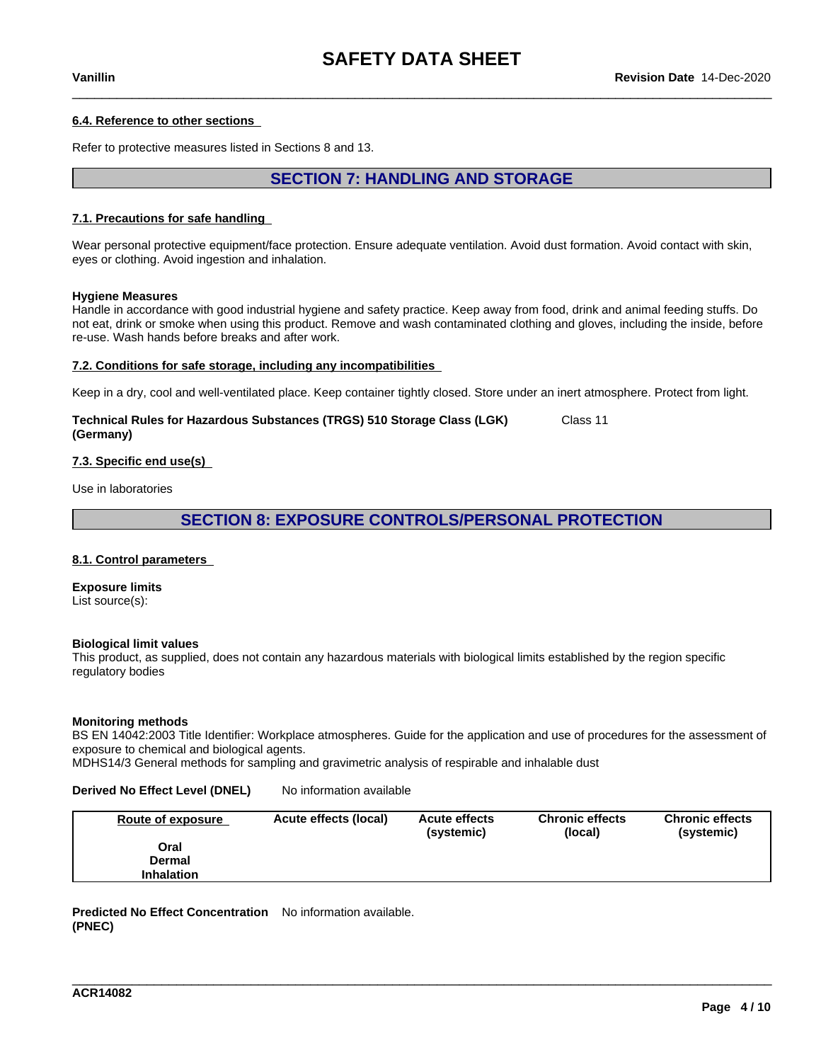#### 6.4. Reference to other sections

Refer to protective measures listed in Sections 8 and 13.

## SECTION 7: HANDLING AND STORAGE

#### 7.1. Precautions for safe handling

Wear personal protective equipment/face protection. Ensure adequate ventilation. Avoid dust formation. Avoid contact with skin, eyes or clothing. Avoid ingestion and inhalation.

**Hygiene Measures**
Handle in accordance with good industrial hygiene and safety practice. Keep away from food, drink and animal feeding stuffs. Do not eat, drink or smoke when using this product. Remove and wash contaminated clothing and gloves, including the inside, before re-use. Wash hands before breaks and after work.

#### 7.2. Conditions for safe storage, including any incompatibilities

Keep in a dry, cool and well-ventilated place. Keep container tightly closed. Store under an inert atmosphere. Protect from light.

**Technical Rules for Hazardous Substances (TRGS) 510 Storage Class (LGK) (Germany)** Class 11

#### 7.3. Specific end use(s)

Use in laboratories

## SECTION 8: EXPOSURE CONTROLS/PERSONAL PROTECTION

#### 8.1. Control parameters

**Exposure limits**
List source(s):

**Biological limit values**
This product, as supplied, does not contain any hazardous materials with biological limits established by the region specific regulatory bodies

**Monitoring methods**
BS EN 14042:2003 Title Identifier: Workplace atmospheres. Guide for the application and use of procedures for the assessment of exposure to chemical and biological agents.
MDHS14/3 General methods for sampling and gravimetric analysis of respirable and inhalable dust

**Derived No Effect Level (DNEL)** No information available

| Route of exposure | Acute effects (local) | Acute effects (systemic) | Chronic effects (local) | Chronic effects (systemic) |
|---|---|---|---|---|
| Oral | | | | |
| Dermal | | | | |
| Inhalation | | | | |

**Predicted No Effect Concentration (PNEC)** No information available.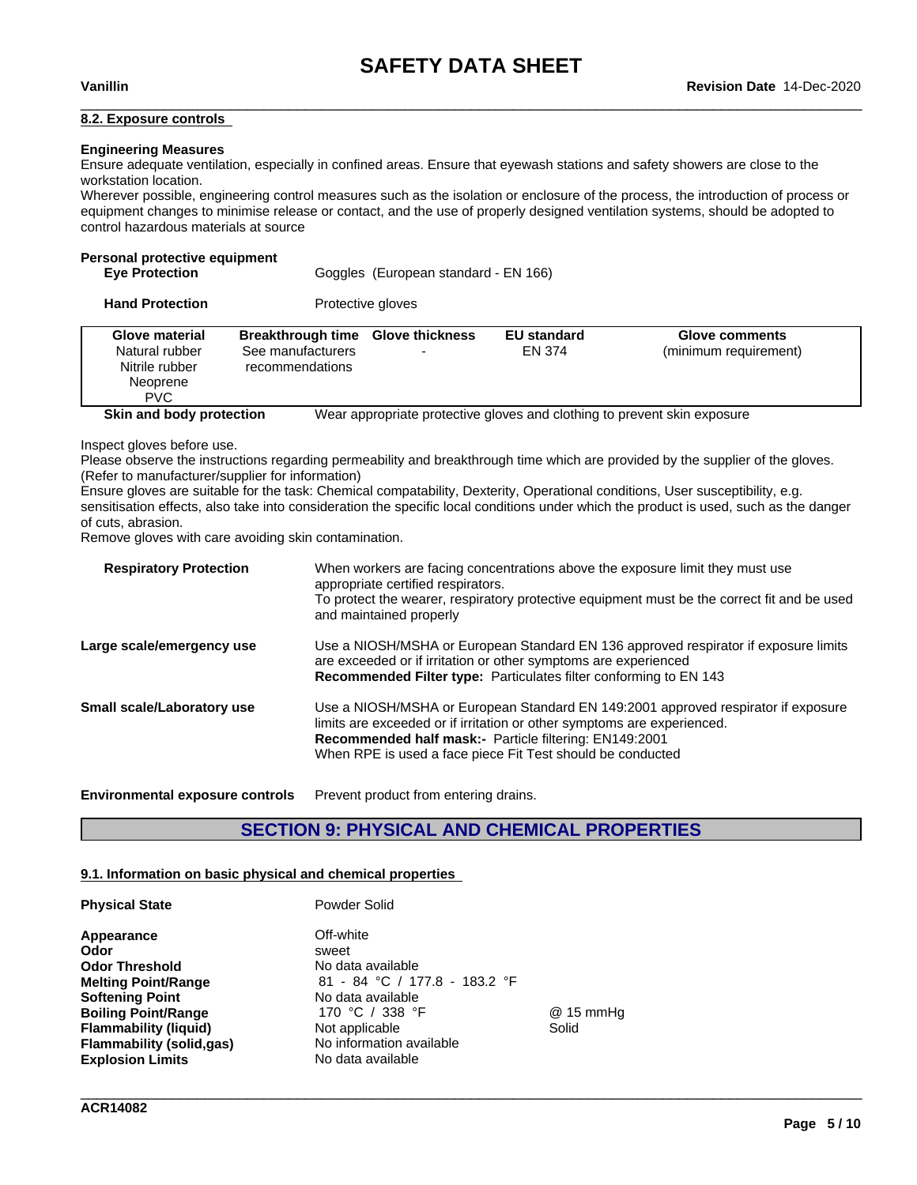#### 8.2. Exposure controls

**Engineering Measures**

Ensure adequate ventilation, especially in confined areas. Ensure that eyewash stations and safety showers are close to the workstation location.
Wherever possible, engineering control measures such as the isolation or enclosure of the process, the introduction of process or equipment changes to minimise release or contact, and the use of properly designed ventilation systems, should be adopted to control hazardous materials at source

**Personal protective equipment**

**Eye Protection** Goggles (European standard - EN 166)

**Hand Protection** Protective gloves

| Glove material | Breakthrough time | Glove thickness | EU standard | Glove comments |
|---|---|---|---|---|
| Natural rubber<br>Nitrile rubber<br>Neoprene<br>PVC | See manufacturers recommendations | - | EN 374 | (minimum requirement) |

**Skin and body protection** Wear appropriate protective gloves and clothing to prevent skin exposure

Inspect gloves before use.
Please observe the instructions regarding permeability and breakthrough time which are provided by the supplier of the gloves. (Refer to manufacturer/supplier for information)
Ensure gloves are suitable for the task: Chemical compatability, Dexterity, Operational conditions, User susceptibility, e.g. sensitisation effects, also take into consideration the specific local conditions under which the product is used, such as the danger of cuts, abrasion.
Remove gloves with care avoiding skin contamination.

**Respiratory Protection** When workers are facing concentrations above the exposure limit they must use appropriate certified respirators.
To protect the wearer, respiratory protective equipment must be the correct fit and be used and maintained properly

**Large scale/emergency use** Use a NIOSH/MSHA or European Standard EN 136 approved respirator if exposure limits are exceeded or if irritation or other symptoms are experienced
**Recommended Filter type:** Particulates filter conforming to EN 143

**Small scale/Laboratory use** Use a NIOSH/MSHA or European Standard EN 149:2001 approved respirator if exposure limits are exceeded or if irritation or other symptoms are experienced.
**Recommended half mask:-** Particle filtering: EN149:2001
When RPE is used a face piece Fit Test should be conducted

**Environmental exposure controls** Prevent product from entering drains.

## SECTION 9: PHYSICAL AND CHEMICAL PROPERTIES

#### 9.1. Information on basic physical and chemical properties

| | | |
|---|---|---|
| **Physical State** | Powder Solid | |
| **Appearance** | Off-white | |
| **Odor** | sweet | |
| **Odor Threshold** | No data available | |
| **Melting Point/Range** | 81 - 84 °C / 177.8 - 183.2 °F | |
| **Softening Point** | No data available | |
| **Boiling Point/Range** | 170 °C / 338 °F | @ 15 mmHg |
| **Flammability (liquid)** | Not applicable | Solid |
| **Flammability (solid,gas)** | No information available | |
| **Explosion Limits** | No data available | |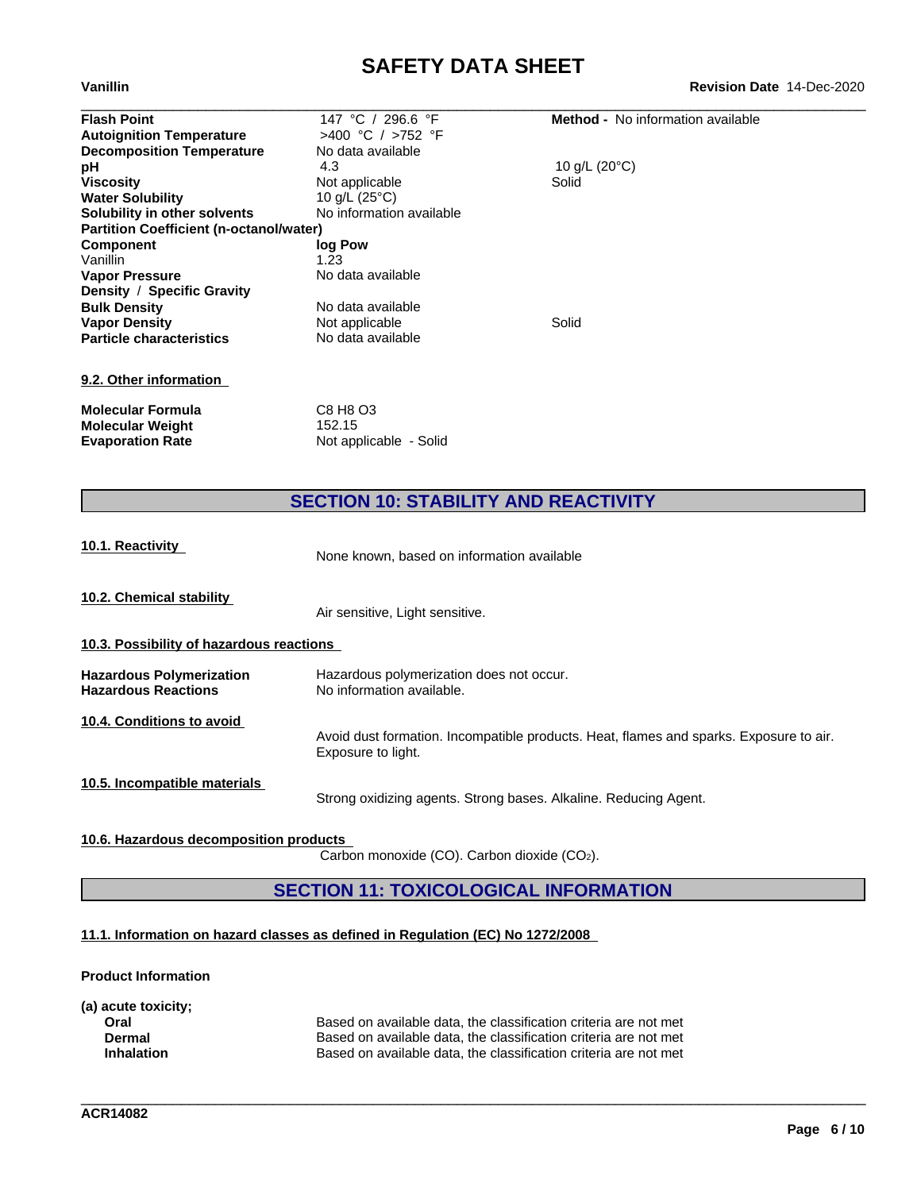| | | |
|---|---|---|
| **Flash Point** | 147 °C / 296.6 °F | **Method -** No information available |
| **Autoignition Temperature** | >400 °C / >752 °F | |
| **Decomposition Temperature** | No data available | |
| **pH** | 4.3 | 10 g/L (20°C) |
| **Viscosity** | Not applicable | Solid |
| **Water Solubility** | 10 g/L (25°C) | |
| **Solubility in other solvents** | No information available | |
| **Partition Coefficient (n-octanol/water)** | | |
| **Component** | **log Pow** | |
| Vanillin | 1.23 | |
| **Vapor Pressure** | No data available | |
| **Density / Specific Gravity** | | |
| **Bulk Density** | No data available | |
| **Vapor Density** | Not applicable | Solid |
| **Particle characteristics** | No data available | |

**9.2. Other information**

| | |
|---|---|
| **Molecular Formula** | C8 H8 O3 |
| **Molecular Weight** | 152.15 |
| **Evaporation Rate** | Not applicable - Solid |

## SECTION 10: STABILITY AND REACTIVITY

**10.1. Reactivity**

None known, based on information available

**10.2. Chemical stability**

Air sensitive, Light sensitive.

**10.3. Possibility of hazardous reactions**

| | |
|---|---|
| **Hazardous Polymerization** | Hazardous polymerization does not occur. |
| **Hazardous Reactions** | No information available. |

**10.4. Conditions to avoid**

Avoid dust formation. Incompatible products. Heat, flames and sparks. Exposure to air. Exposure to light.

**10.5. Incompatible materials**

Strong oxidizing agents. Strong bases. Alkaline. Reducing Agent.

**10.6. Hazardous decomposition products**

Carbon monoxide (CO). Carbon dioxide ($CO_2$).

## SECTION 11: TOXICOLOGICAL INFORMATION

**11.1. Information on hazard classes as defined in Regulation (EC) No 1272/2008**

**Product Information**

**(a) acute toxicity;**

| | |
|---|---|
| **Oral** | Based on available data, the classification criteria are not met |
| **Dermal** | Based on available data, the classification criteria are not met |
| **Inhalation** | Based on available data, the classification criteria are not met |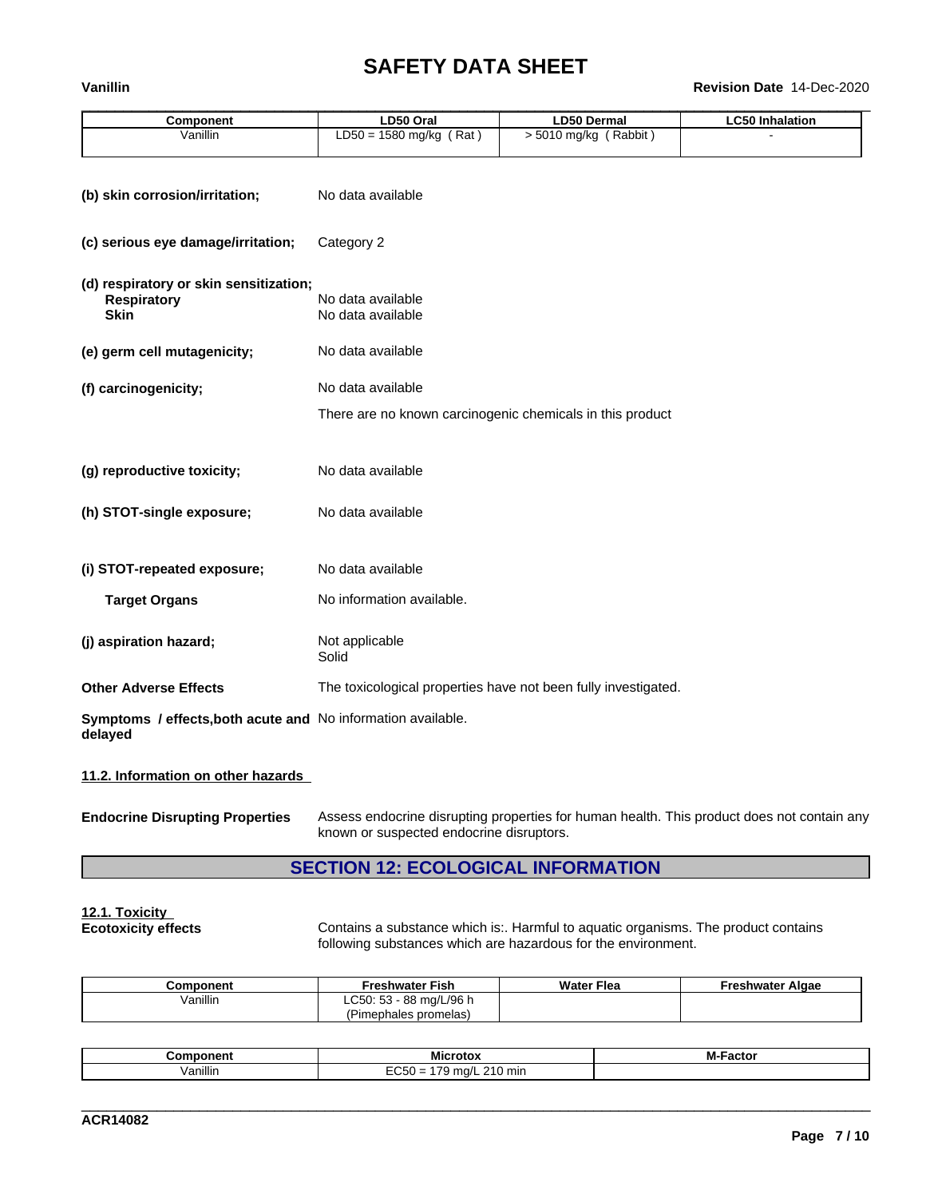| Component | LD50 Oral | LD50 Dermal | LC50 Inhalation |
|---|---|---|---|
| Vanillin | LD50 = 1580 mg/kg ( Rat ) | > 5010 mg/kg ( Rabbit ) | - |

**(b) skin corrosion/irritation;** No data available

**(c) serious eye damage/irritation;** Category 2

**(d) respiratory or skin sensitization;**
**Respiratory** No data available
**Skin** No data available

**(e) germ cell mutagenicity;** No data available

**(f) carcinogenicity;** No data available

There are no known carcinogenic chemicals in this product

**(g) reproductive toxicity;** No data available

**(h) STOT-single exposure;** No data available

**(i) STOT-repeated exposure;** No data available

**Target Organs** No information available.

**(j) aspiration hazard;** Not applicable
Solid

**Other Adverse Effects** The toxicological properties have not been fully investigated.

**Symptoms / effects,both acute and delayed** No information available.

**11.2. Information on other hazards**

**Endocrine Disrupting Properties** Assess endocrine disrupting properties for human health. This product does not contain any known or suspected endocrine disruptors.

## SECTION 12: ECOLOGICAL INFORMATION

**12.1. Toxicity**
**Ecotoxicity effects** Contains a substance which is:. Harmful to aquatic organisms. The product contains following substances which are hazardous for the environment.

| Component | Freshwater Fish | Water Flea | Freshwater Algae |
|---|---|---|---|
| Vanillin | LC50: 53 - 88 mg/L/96 h (Pimephales promelas) | | |

| Component | Microtox | M-Factor |
|---|---|---|
| Vanillin | EC50 = 179 mg/L 210 min | |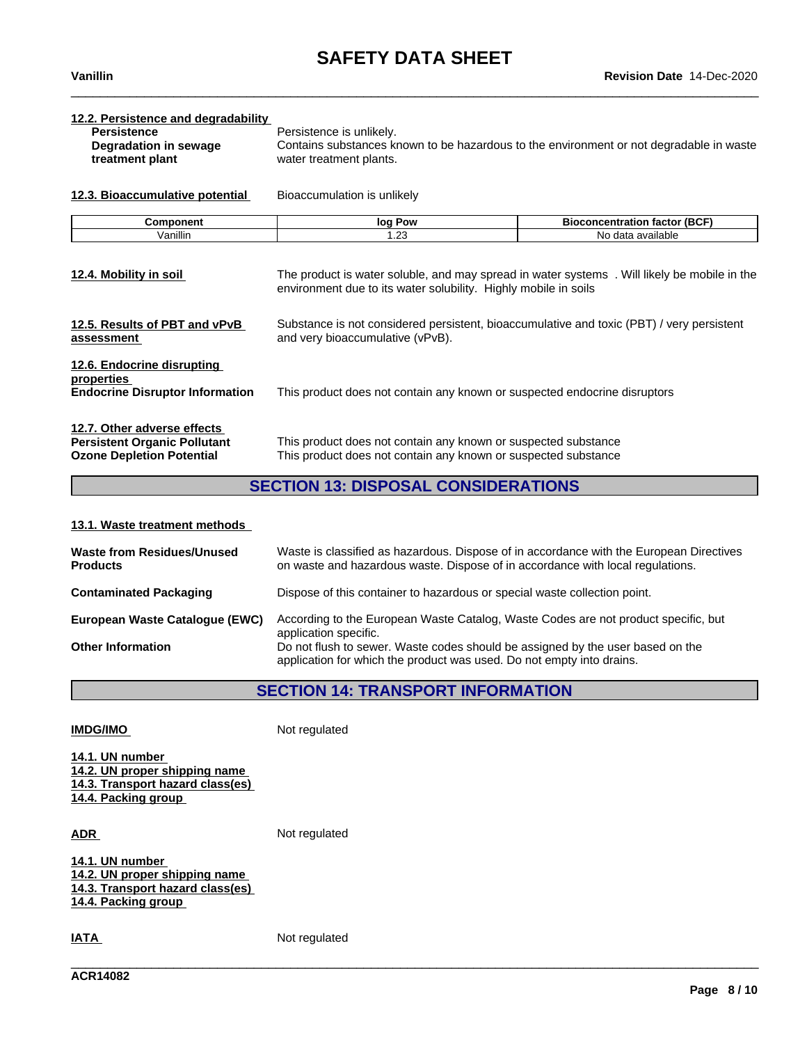**12.2. Persistence and degradability**

**Persistence** Persistence is unlikely.

**Degradation in sewage treatment plant** Contains substances known to be hazardous to the environment or not degradable in waste water treatment plants.

**12.3. Bioaccumulative potential** Bioaccumulation is unlikely

| Component | log Pow | Bioconcentration factor (BCF) |
|---|---|---|
| Vanillin | 1.23 | No data available |

**12.4. Mobility in soil** The product is water soluble, and may spread in water systems . Will likely be mobile in the environment due to its water solubility. Highly mobile in soils

**12.5. Results of PBT and vPvB assessment** Substance is not considered persistent, bioaccumulative and toxic (PBT) / very persistent and very bioaccumulative (vPvB).

**12.6. Endocrine disrupting properties**

**Endocrine Disruptor Information** This product does not contain any known or suspected endocrine disruptors

**12.7. Other adverse effects**

**Persistent Organic Pollutant** This product does not contain any known or suspected substance

**Ozone Depletion Potential** This product does not contain any known or suspected substance

## SECTION 13: DISPOSAL CONSIDERATIONS

**13.1. Waste treatment methods**

**Waste from Residues/Unused Products** Waste is classified as hazardous. Dispose of in accordance with the European Directives on waste and hazardous waste. Dispose of in accordance with local regulations.

**Contaminated Packaging** Dispose of this container to hazardous or special waste collection point.

**European Waste Catalogue (EWC)** According to the European Waste Catalog, Waste Codes are not product specific, but application specific.

**Other Information** Do not flush to sewer. Waste codes should be assigned by the user based on the application for which the product was used. Do not empty into drains.

## SECTION 14: TRANSPORT INFORMATION

**IMDG/IMO** Not regulated

**14.1. UN number**
**14.2. UN proper shipping name**
**14.3. Transport hazard class(es)**
**14.4. Packing group**

**ADR** Not regulated

**14.1. UN number**
**14.2. UN proper shipping name**
**14.3. Transport hazard class(es)**
**14.4. Packing group**

**IATA** Not regulated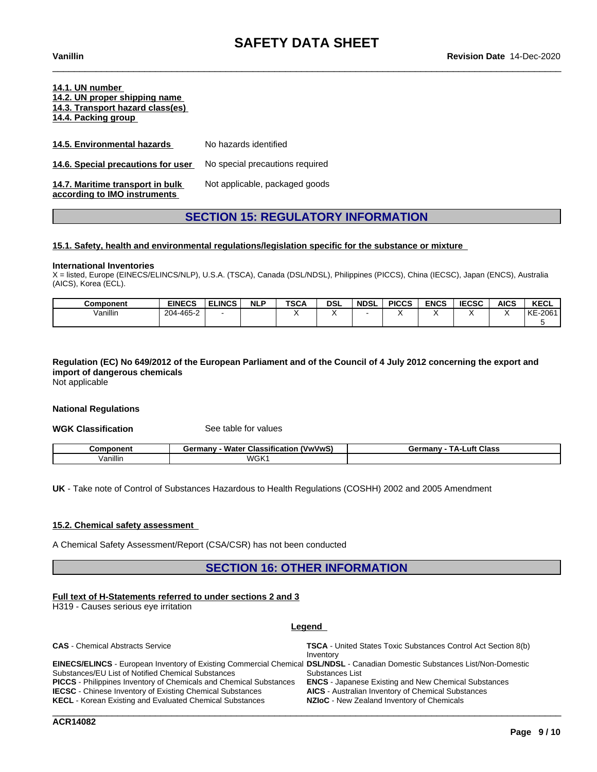**14.1. UN number**
**14.2. UN proper shipping name**
**14.3. Transport hazard class(es)**
**14.4. Packing group**

**14.5. Environmental hazards** No hazards identified

**14.6. Special precautions for user** No special precautions required

**14.7. Maritime transport in bulk according to IMO instruments** Not applicable, packaged goods

## SECTION 15: REGULATORY INFORMATION

### 15.1. Safety, health and environmental regulations/legislation specific for the substance or mixture

**International Inventories**
X = listed, Europe (EINECS/ELINCS/NLP), U.S.A. (TSCA), Canada (DSL/NDSL), Philippines (PICCS), China (IECSC), Japan (ENCS), Australia (AICS), Korea (ECL).

| Component | EINECS | ELINCS | NLP | TSCA | DSL | NDSL | PICCS | ENCS | IECSC | AICS | KECL |
|---|---|---|---|---|---|---|---|---|---|---|---|
| Vanillin | 204-465-2 | - | | X | X | - | X | X | X | X | KE-20615 |

**Regulation (EC) No 649/2012 of the European Parliament and of the Council of 4 July 2012 concerning the export and import of dangerous chemicals**
Not applicable

**National Regulations**

**WGK Classification** See table for values

| Component | Germany - Water Classification (VwVwS) | Germany - TA-Luft Class |
|---|---|---|
| Vanillin | WGK1 | |

**UK** - Take note of Control of Substances Hazardous to Health Regulations (COSHH) 2002 and 2005 Amendment

### 15.2. Chemical safety assessment

A Chemical Safety Assessment/Report (CSA/CSR) has not been conducted

## SECTION 16: OTHER INFORMATION

**Full text of H-Statements referred to under sections 2 and 3**
H319 - Causes serious eye irritation

**Legend**

**CAS** - Chemical Abstracts Service
**EINECS/ELINCS** - European Inventory of Existing Commercial Chemical Substances/EU List of Notified Chemical Substances
**PICCS** - Philippines Inventory of Chemicals and Chemical Substances
**IECSC** - Chinese Inventory of Existing Chemical Substances
**KECL** - Korean Existing and Evaluated Chemical Substances
**TSCA** - United States Toxic Substances Control Act Section 8(b) Inventory
**DSL/NDSL** - Canadian Domestic Substances List/Non-Domestic Substances List
**ENCS** - Japanese Existing and New Chemical Substances
**AICS** - Australian Inventory of Chemical Substances
**NZIoC** - New Zealand Inventory of Chemicals

ACR14082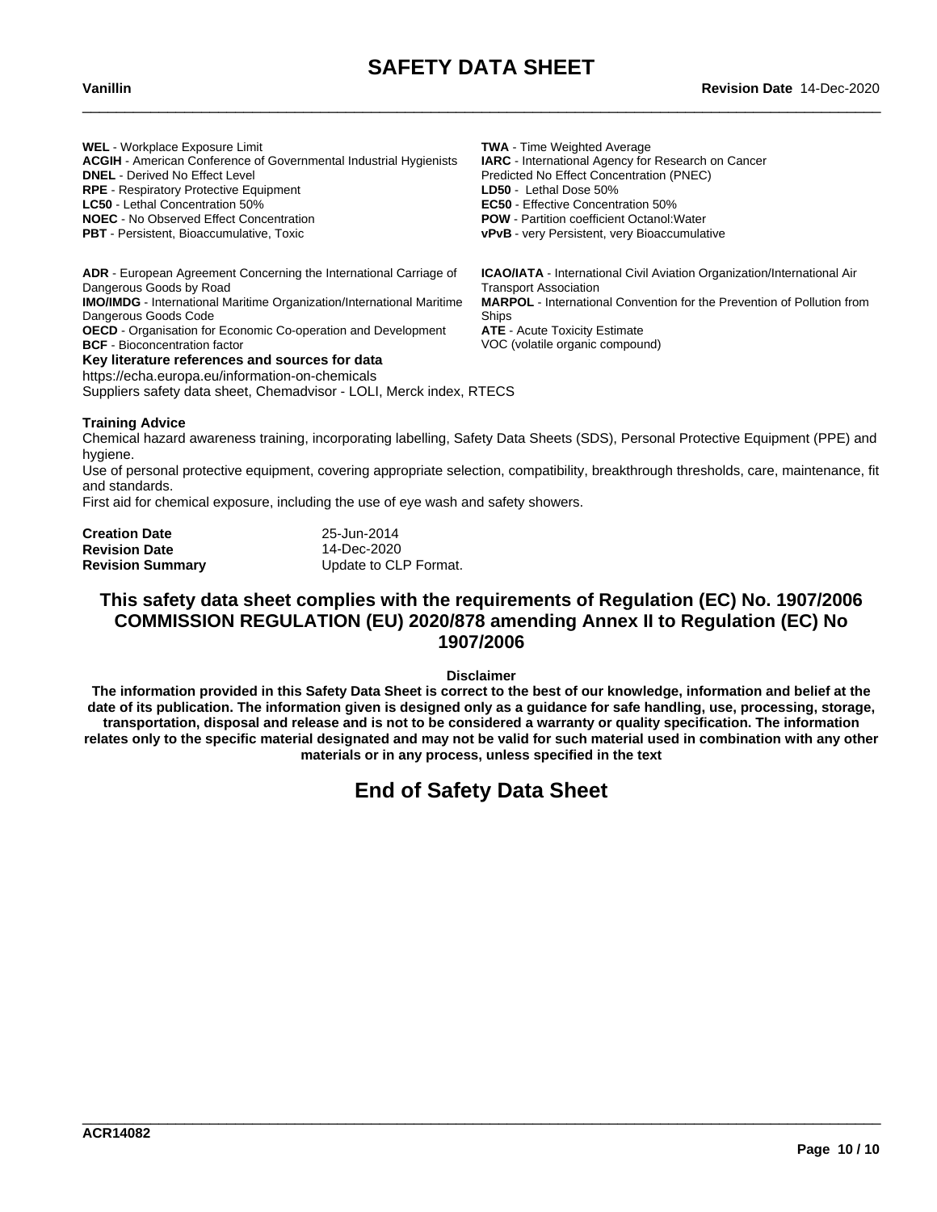**WEL** - Workplace Exposure Limit
**ACGIH** - American Conference of Governmental Industrial Hygienists
**DNEL** - Derived No Effect Level
**RPE** - Respiratory Protective Equipment
**LC50** - Lethal Concentration 50%
**NOEC** - No Observed Effect Concentration
**PBT** - Persistent, Bioaccumulative, Toxic

**TWA** - Time Weighted Average
**IARC** - International Agency for Research on Cancer
Predicted No Effect Concentration (PNEC)
**LD50** - Lethal Dose 50%
**EC50** - Effective Concentration 50%
**POW** - Partition coefficient Octanol:Water
**vPvB** - very Persistent, very Bioaccumulative

**ADR** - European Agreement Concerning the International Carriage of Dangerous Goods by Road
**IMO/IMDG** - International Maritime Organization/International Maritime Dangerous Goods Code
**OECD** - Organisation for Economic Co-operation and Development
**BCF** - Bioconcentration factor

**ICAO/IATA** - International Civil Aviation Organization/International Air Transport Association
**MARPOL** - International Convention for the Prevention of Pollution from Ships
**ATE** - Acute Toxicity Estimate
VOC (volatile organic compound)

**Key literature references and sources for data**

https://echa.europa.eu/information-on-chemicals
Suppliers safety data sheet, Chemadvisor - LOLI, Merck index, RTECS

**Training Advice**

Chemical hazard awareness training, incorporating labelling, Safety Data Sheets (SDS), Personal Protective Equipment (PPE) and hygiene.
Use of personal protective equipment, covering appropriate selection, compatibility, breakthrough thresholds, care, maintenance, fit and standards.
First aid for chemical exposure, including the use of eye wash and safety showers.

| | |
|---|---|
| **Creation Date** | 25-Jun-2014 |
| **Revision Date** | 14-Dec-2020 |
| **Revision Summary** | Update to CLP Format. |

## This safety data sheet complies with the requirements of Regulation (EC) No. 1907/2006 COMMISSION REGULATION (EU) 2020/878 amending Annex II to Regulation (EC) No 1907/2006

**Disclaimer**

**The information provided in this Safety Data Sheet is correct to the best of our knowledge, information and belief at the date of its publication. The information given is designed only as a guidance for safe handling, use, processing, storage, transportation, disposal and release and is not to be considered a warranty or quality specification. The information relates only to the specific material designated and may not be valid for such material used in combination with any other materials or in any process, unless specified in the text**

# End of Safety Data Sheet